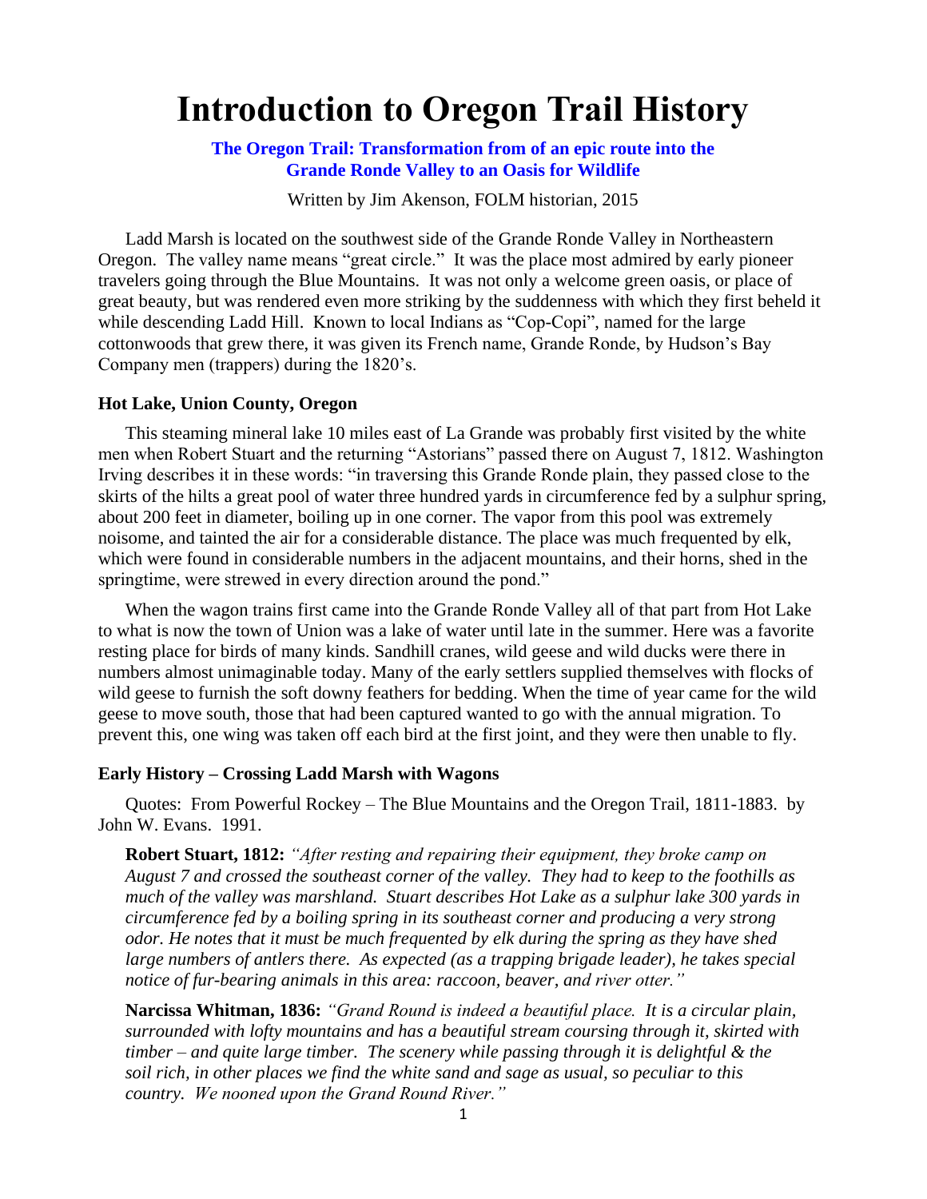# Introduction to Oregon Trail History

**The Oregon Trail: Transformation from of an epic route into the Grande Ronde Valley to an Oasis for Wildlife**

Written by Jim Akenson, FOLM historian, 2015

Ladd Marsh is located on the southwest side of the Grande Ronde Valley in Northeastern Oregon. The valley name means "great circle." It was the place most admired by early pioneer travelers going through the Blue Mountains. It was not only a welcome green oasis, or place of great beauty, but was rendered even more striking by the suddenness with which they first beheld it while descending Ladd Hill. Known to local Indians as "Cop-Copi", named for the large cottonwoods that grew there, it was given its French name, Grande Ronde, by Hudson's Bay Company men (trappers) during the 1820's.

### Hot Lake, Union County, Oregon

This steaming mineral lake 10 miles east of La Grande was probably first visited by the white men when Robert Stuart and the returning "Astorians" passed there on August 7, 1812. Washington Irving describes it in these words: "in traversing this Grande Ronde plain, they passed close to the skirts of the hilts a great pool of water three hundred yards in circumference fed by a sulphur spring, about 200 feet in diameter, boiling up in one corner. The vapor from this pool was extremely noisome, and tainted the air for a considerable distance. The place was much frequented by elk, which were found in considerable numbers in the adjacent mountains, and their horns, shed in the springtime, were strewed in every direction around the pond."

When the wagon trains first came into the Grande Ronde Valley all of that part from Hot Lake to what is now the town of Union was a lake of water until late in the summer. Here was a favorite resting place for birds of many kinds. Sandhill cranes, wild geese and wild ducks were there in numbers almost unimaginable today. Many of the early settlers supplied themselves with flocks of wild geese to furnish the soft downy feathers for bedding. When the time of year came for the wild geese to move south, those that had been captured wanted to go with the annual migration. To prevent this, one wing was taken off each bird at the first joint, and they were then unable to fly.

### Early History – Crossing Ladd Marsh with Wagons

Quotes: From Powerful Rockey – The Blue Mountains and the Oregon Trail, 1811-1883. by John W. Evans. 1991.

**Robert Stuart, 1812:** *"After resting and repairing their equipment, they broke camp on August 7 and crossed the southeast corner of the valley. They had to keep to the foothills as much of the valley was marshland. Stuart describes Hot Lake as a sulphur lake 300 yards in circumference fed by a boiling spring in its southeast corner and producing a very strong odor. He notes that it must be much frequented by elk during the spring as they have shed large numbers of antlers there. As expected (as a trapping brigade leader), he takes special notice of fur-bearing animals in this area: raccoon, beaver, and river otter."*

**Narcissa Whitman, 1836:** *"Grand Round is indeed a beautiful place. It is a circular plain, surrounded with lofty mountains and has a beautiful stream coursing through it, skirted with timber – and quite large timber. The scenery while passing through it is delightful & the soil rich, in other places we find the white sand and sage as usual, so peculiar to this country. We nooned upon the Grand Round River."*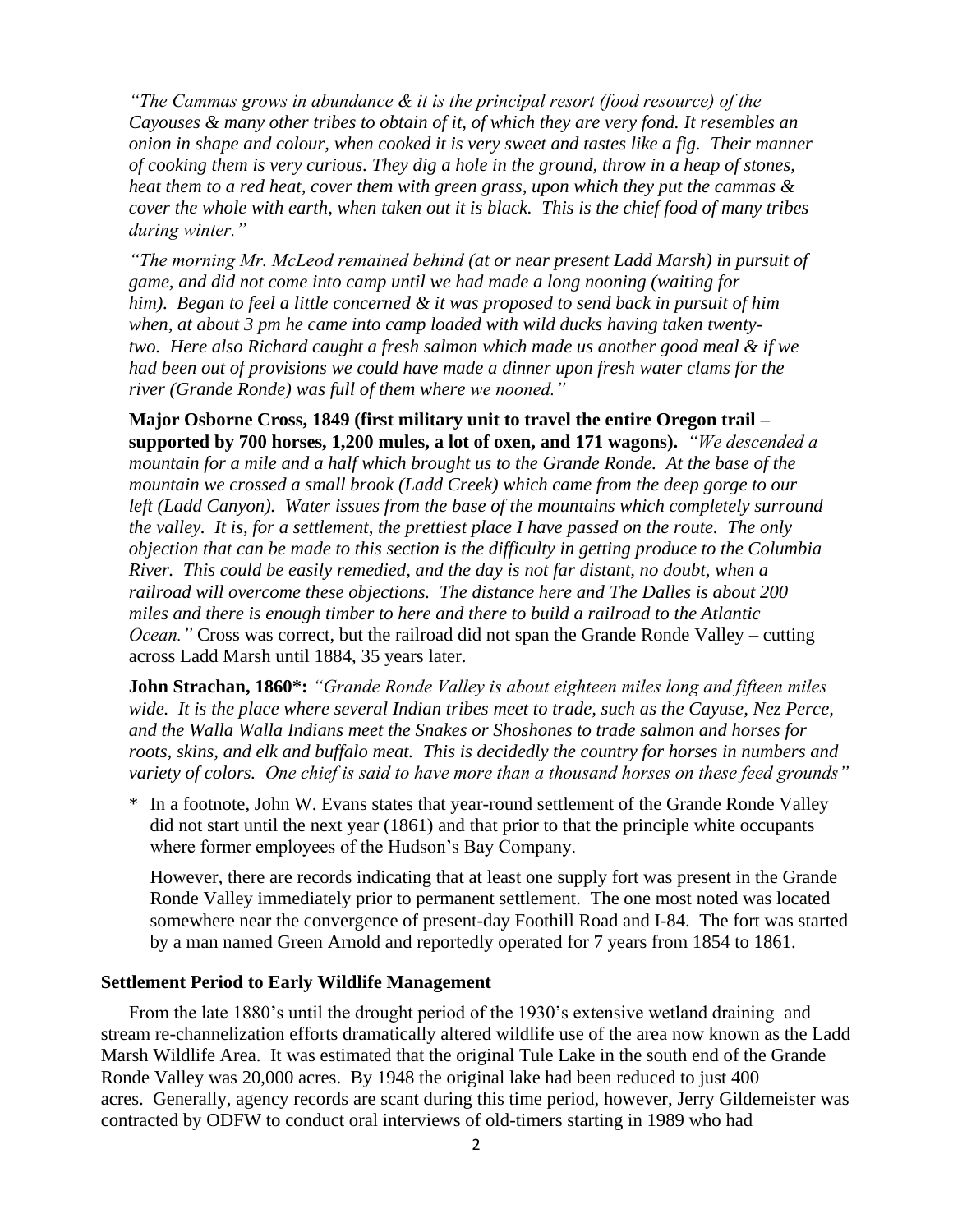*"The Cammas grows in abundance & it is the principal resort (food resource) of the Cayouses & many other tribes to obtain of it, of which they are very fond. It resembles an onion in shape and colour, when cooked it is very sweet and tastes like a fig. Their manner of cooking them is very curious. They dig a hole in the ground, throw in a heap of stones, heat them to a red heat, cover them with green grass, upon which they put the cammas & cover the whole with earth, when taken out it is black. This is the chief food of many tribes during winter."*

*"The morning Mr. McLeod remained behind (at or near present Ladd Marsh) in pursuit of game, and did not come into camp until we had made a long nooning (waiting for him). Began to feel a little concerned & it was proposed to send back in pursuit of him when, at about 3 pm he came into camp loaded with wild ducks having taken twenty-two. Here also Richard caught a fresh salmon which made us another good meal & if we had been out of provisions we could have made a dinner upon fresh water clams for the river (Grande Ronde) was full of them where we nooned."*

**Major Osborne Cross, 1849 (first military unit to travel the entire Oregon trail – supported by 700 horses, 1,200 mules, a lot of oxen, and 171 wagons).** *"We descended a mountain for a mile and a half which brought us to the Grande Ronde. At the base of the mountain we crossed a small brook (Ladd Creek) which came from the deep gorge to our left (Ladd Canyon). Water issues from the base of the mountains which completely surround the valley. It is, for a settlement, the prettiest place I have passed on the route. The only objection that can be made to this section is the difficulty in getting produce to the Columbia River. This could be easily remedied, and the day is not far distant, no doubt, when a railroad will overcome these objections. The distance here and The Dalles is about 200 miles and there is enough timber to here and there to build a railroad to the Atlantic Ocean."* Cross was correct, but the railroad did not span the Grande Ronde Valley – cutting across Ladd Marsh until 1884, 35 years later.

**John Strachan, 1860*:** *"Grande Ronde Valley is about eighteen miles long and fifteen miles wide. It is the place where several Indian tribes meet to trade, such as the Cayuse, Nez Perce, and the Walla Walla Indians meet the Snakes or Shoshones to trade salmon and horses for roots, skins, and elk and buffalo meat. This is decidedly the country for horses in numbers and variety of colors. One chief is said to have more than a thousand horses on these feed grounds"*

\* In a footnote, John W. Evans states that year-round settlement of the Grande Ronde Valley did not start until the next year (1861) and that prior to that the principle white occupants where former employees of the Hudson's Bay Company.

However, there are records indicating that at least one supply fort was present in the Grande Ronde Valley immediately prior to permanent settlement. The one most noted was located somewhere near the convergence of present-day Foothill Road and I-84. The fort was started by a man named Green Arnold and reportedly operated for 7 years from 1854 to 1861.

## Settlement Period to Early Wildlife Management

From the late 1880's until the drought period of the 1930's extensive wetland draining and stream re-channelization efforts dramatically altered wildlife use of the area now known as the Ladd Marsh Wildlife Area. It was estimated that the original Tule Lake in the south end of the Grande Ronde Valley was 20,000 acres. By 1948 the original lake had been reduced to just 400 acres. Generally, agency records are scant during this time period, however, Jerry Gildemeister was contracted by ODFW to conduct oral interviews of old-timers starting in 1989 who had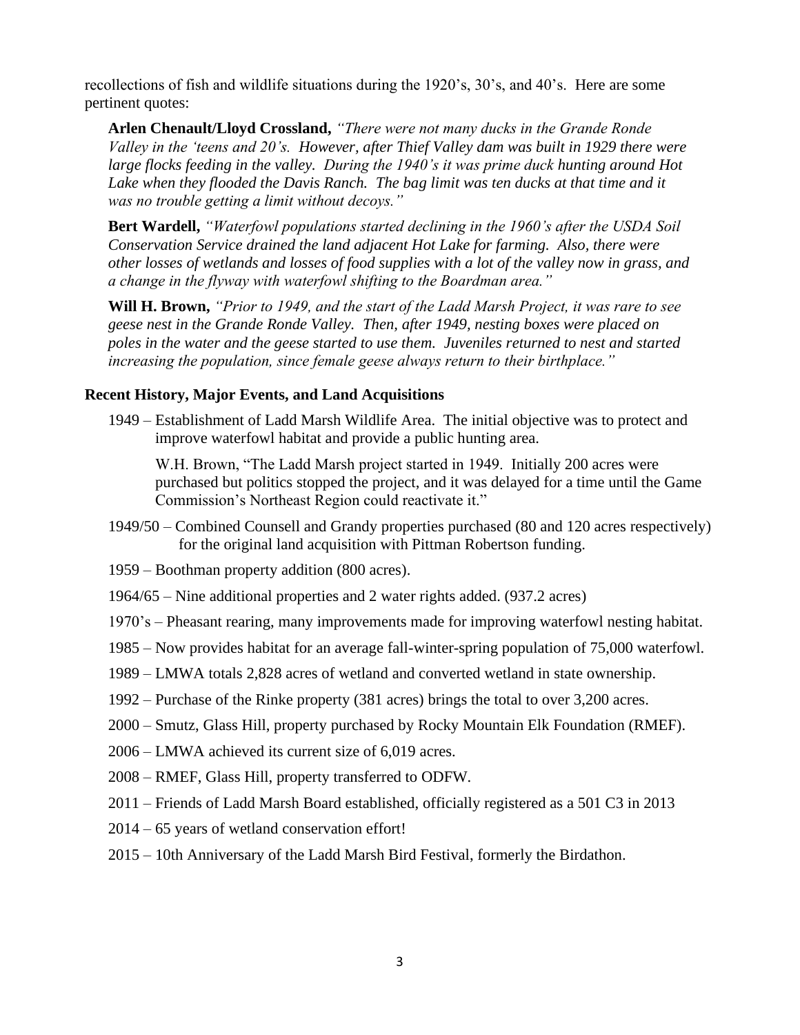recollections of fish and wildlife situations during the 1920's, 30's, and 40's. Here are some pertinent quotes:

**Arlen Chenault/Lloyd Crossland,** *"There were not many ducks in the Grande Ronde Valley in the 'teens and 20's. However, after Thief Valley dam was built in 1929 there were large flocks feeding in the valley. During the 1940's it was prime duck hunting around Hot Lake when they flooded the Davis Ranch. The bag limit was ten ducks at that time and it was no trouble getting a limit without decoys."*

**Bert Wardell,** *"Waterfowl populations started declining in the 1960's after the USDA Soil Conservation Service drained the land adjacent Hot Lake for farming. Also, there were other losses of wetlands and losses of food supplies with a lot of the valley now in grass, and a change in the flyway with waterfowl shifting to the Boardman area."*

**Will H. Brown,** *"Prior to 1949, and the start of the Ladd Marsh Project, it was rare to see geese nest in the Grande Ronde Valley. Then, after 1949, nesting boxes were placed on poles in the water and the geese started to use them. Juveniles returned to nest and started increasing the population, since female geese always return to their birthplace."*

### Recent History, Major Events, and Land Acquisitions

1949 – Establishment of Ladd Marsh Wildlife Area. The initial objective was to protect and improve waterfowl habitat and provide a public hunting area.

W.H. Brown, "The Ladd Marsh project started in 1949. Initially 200 acres were purchased but politics stopped the project, and it was delayed for a time until the Game Commission's Northeast Region could reactivate it."

1949/50 – Combined Counsell and Grandy properties purchased (80 and 120 acres respectively) for the original land acquisition with Pittman Robertson funding.

1959 – Boothman property addition (800 acres).

1964/65 – Nine additional properties and 2 water rights added. (937.2 acres)

1970's – Pheasant rearing, many improvements made for improving waterfowl nesting habitat.

1985 – Now provides habitat for an average fall-winter-spring population of 75,000 waterfowl.

1989 – LMWA totals 2,828 acres of wetland and converted wetland in state ownership.

1992 – Purchase of the Rinke property (381 acres) brings the total to over 3,200 acres.

2000 – Smutz, Glass Hill, property purchased by Rocky Mountain Elk Foundation (RMEF).

2006 – LMWA achieved its current size of 6,019 acres.

2008 – RMEF, Glass Hill, property transferred to ODFW.

2011 – Friends of Ladd Marsh Board established, officially registered as a 501 C3 in 2013

2014 – 65 years of wetland conservation effort!

2015 – 10th Anniversary of the Ladd Marsh Bird Festival, formerly the Birdathon.